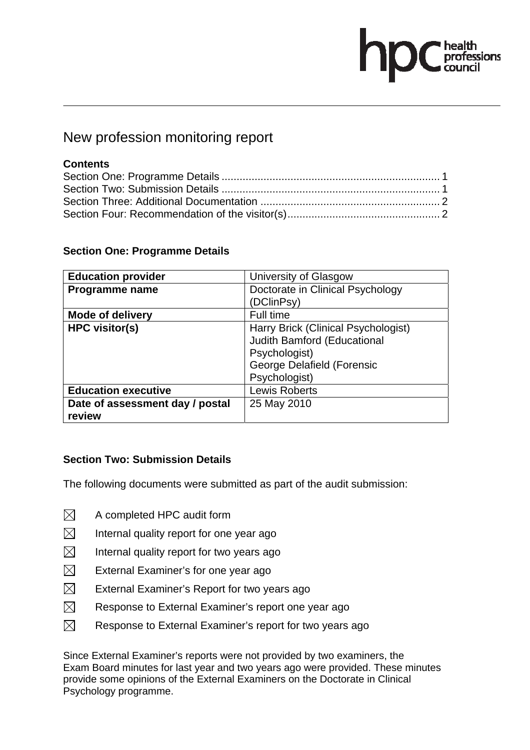# New profession monitoring report

**Contents**

Section One: Programme Details ........................................................................ 1
Section Two: Submission Details ........................................................................ 1
Section Three: Additional Documentation ........................................................... 2
Section Four: Recommendation of the visitor(s)................................................... 2

## Section One: Programme Details

| **Education provider** | University of Glasgow |
|---|---|
| **Programme name** | Doctorate in Clinical Psychology (DClinPsy) |
| **Mode of delivery** | Full time |
| **HPC visitor(s)** | Harry Brick (Clinical Psychologist)<br>Judith Bamford (Educational Psychologist)<br>George Delafield (Forensic Psychologist) |
| **Education executive** | Lewis Roberts |
| **Date of assessment day / postal review** | 25 May 2010 |

## Section Two: Submission Details

The following documents were submitted as part of the audit submission:

- ☒ A completed HPC audit form
- ☒ Internal quality report for one year ago
- ☒ Internal quality report for two years ago
- ☒ External Examiner's for one year ago
- ☒ External Examiner's Report for two years ago
- ☒ Response to External Examiner's report one year ago
- ☒ Response to External Examiner's report for two years ago

Since External Examiner's reports were not provided by two examiners, the Exam Board minutes for last year and two years ago were provided. These minutes provide some opinions of the External Examiners on the Doctorate in Clinical Psychology programme.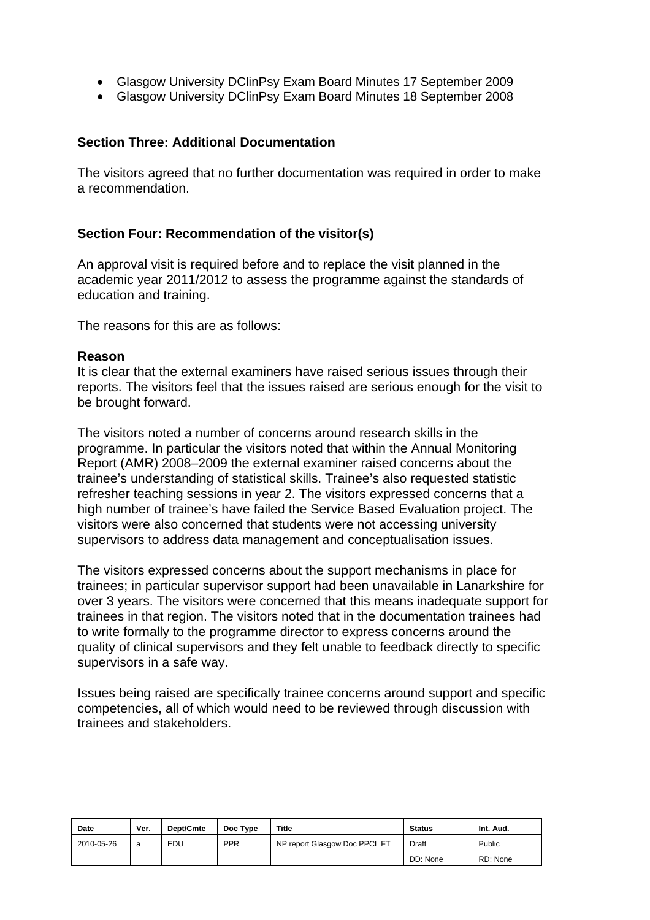- Glasgow University DClinPsy Exam Board Minutes 17 September 2009
- Glasgow University DClinPsy Exam Board Minutes 18 September 2008

**Section Three: Additional Documentation**

The visitors agreed that no further documentation was required in order to make a recommendation.

**Section Four: Recommendation of the visitor(s)**

An approval visit is required before and to replace the visit planned in the academic year 2011/2012 to assess the programme against the standards of education and training.

The reasons for this are as follows:

**Reason**
It is clear that the external examiners have raised serious issues through their reports. The visitors feel that the issues raised are serious enough for the visit to be brought forward.

The visitors noted a number of concerns around research skills in the programme. In particular the visitors noted that within the Annual Monitoring Report (AMR) 2008–2009 the external examiner raised concerns about the trainee's understanding of statistical skills. Trainee's also requested statistic refresher teaching sessions in year 2. The visitors expressed concerns that a high number of trainee's have failed the Service Based Evaluation project. The visitors were also concerned that students were not accessing university supervisors to address data management and conceptualisation issues.

The visitors expressed concerns about the support mechanisms in place for trainees; in particular supervisor support had been unavailable in Lanarkshire for over 3 years. The visitors were concerned that this means inadequate support for trainees in that region. The visitors noted that in the documentation trainees had to write formally to the programme director to express concerns around the quality of clinical supervisors and they felt unable to feedback directly to specific supervisors in a safe way.

Issues being raised are specifically trainee concerns around support and specific competencies, all of which would need to be reviewed through discussion with trainees and stakeholders.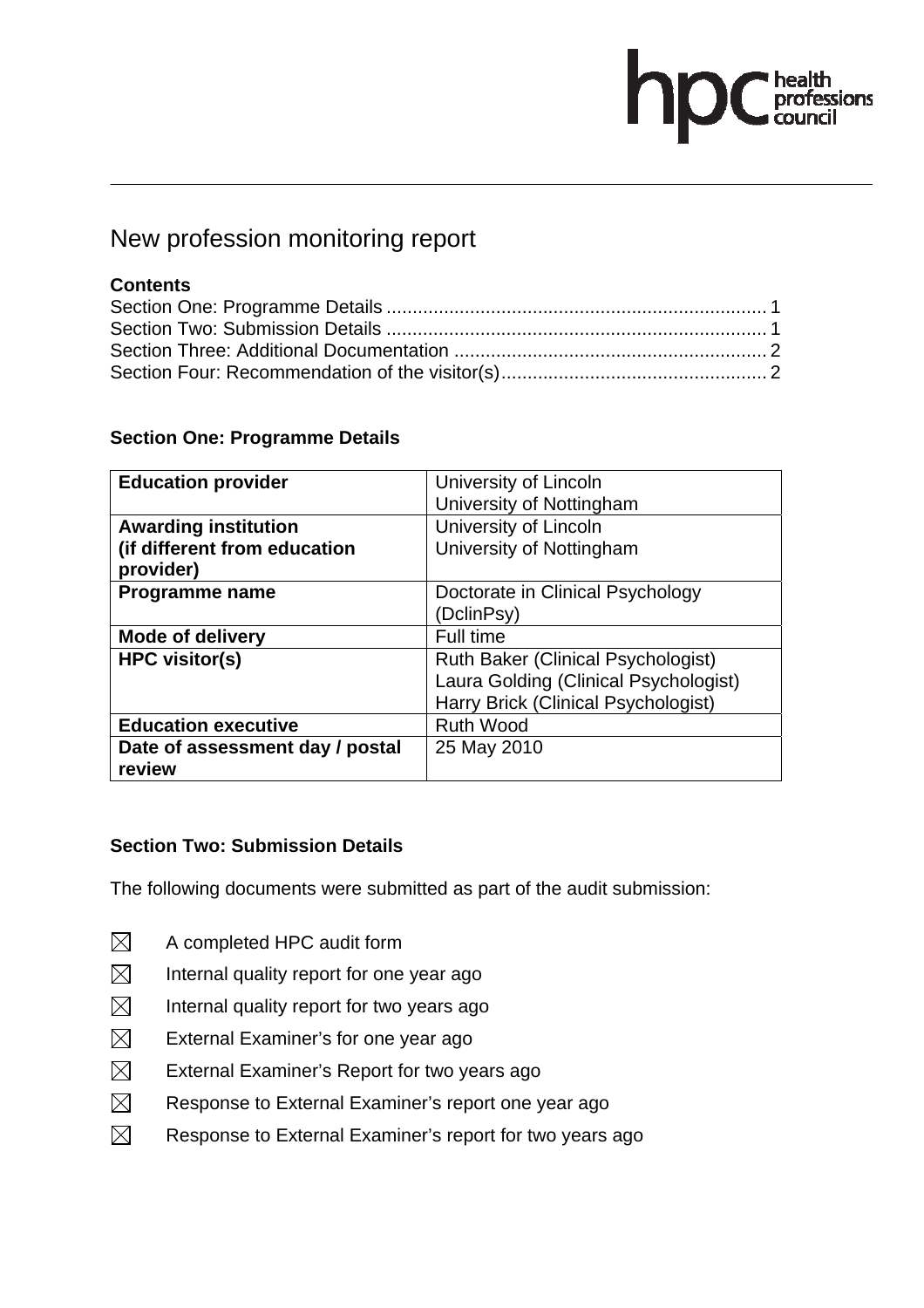# New profession monitoring report

**Contents**

Section One: Programme Details ........................................................................ 1
Section Two: Submission Details ........................................................................ 1
Section Three: Additional Documentation ........................................................... 2
Section Four: Recommendation of the visitor(s)................................................... 2

## Section One: Programme Details

| | |
|---|---|
| **Education provider** | University of Lincoln<br>University of Nottingham |
| **Awarding institution (if different from education provider)** | University of Lincoln<br>University of Nottingham |
| **Programme name** | Doctorate in Clinical Psychology (DclinPsy) |
| **Mode of delivery** | Full time |
| **HPC visitor(s)** | Ruth Baker (Clinical Psychologist)<br>Laura Golding (Clinical Psychologist)<br>Harry Brick (Clinical Psychologist) |
| **Education executive** | Ruth Wood |
| **Date of assessment day / postal review** | 25 May 2010 |

## Section Two: Submission Details

The following documents were submitted as part of the audit submission:

- ☒ A completed HPC audit form
- ☒ Internal quality report for one year ago
- ☒ Internal quality report for two years ago
- ☒ External Examiner's for one year ago
- ☒ External Examiner's Report for two years ago
- ☒ Response to External Examiner's report one year ago
- ☒ Response to External Examiner's report for two years ago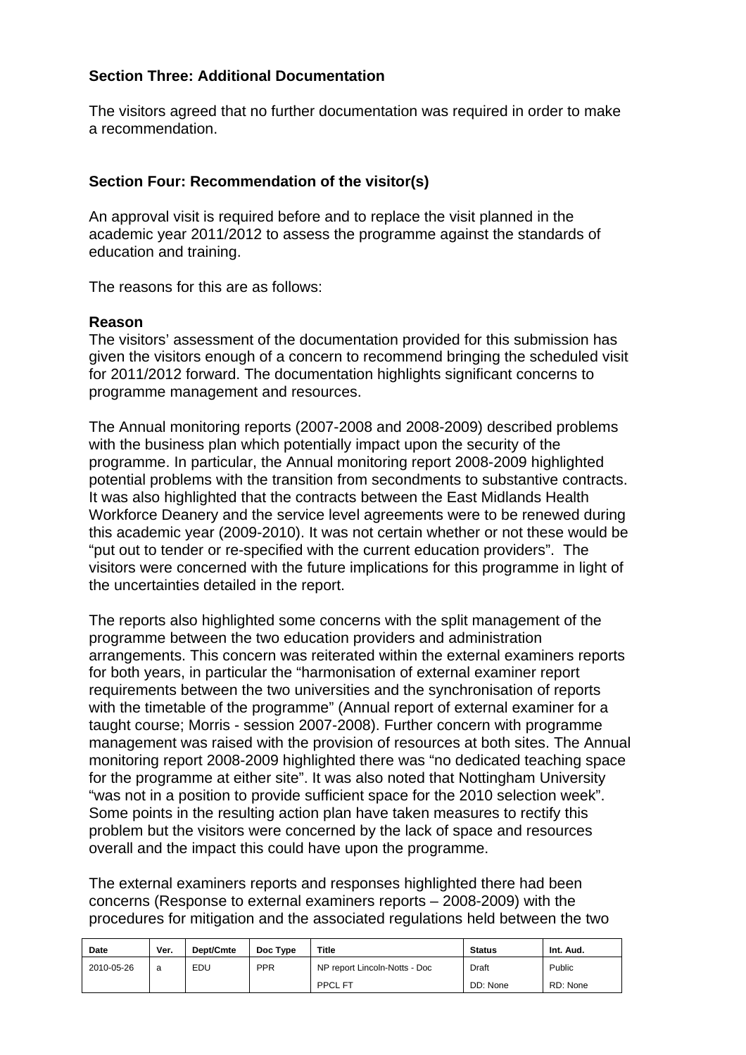## Section Three: Additional Documentation

The visitors agreed that no further documentation was required in order to make a recommendation.

## Section Four: Recommendation of the visitor(s)

An approval visit is required before and to replace the visit planned in the academic year 2011/2012 to assess the programme against the standards of education and training.

The reasons for this are as follows:

**Reason**

The visitors' assessment of the documentation provided for this submission has given the visitors enough of a concern to recommend bringing the scheduled visit for 2011/2012 forward. The documentation highlights significant concerns to programme management and resources.

The Annual monitoring reports (2007-2008 and 2008-2009) described problems with the business plan which potentially impact upon the security of the programme. In particular, the Annual monitoring report 2008-2009 highlighted potential problems with the transition from secondments to substantive contracts. It was also highlighted that the contracts between the East Midlands Health Workforce Deanery and the service level agreements were to be renewed during this academic year (2009-2010). It was not certain whether or not these would be "put out to tender or re-specified with the current education providers". The visitors were concerned with the future implications for this programme in light of the uncertainties detailed in the report.

The reports also highlighted some concerns with the split management of the programme between the two education providers and administration arrangements. This concern was reiterated within the external examiners reports for both years, in particular the "harmonisation of external examiner report requirements between the two universities and the synchronisation of reports with the timetable of the programme" (Annual report of external examiner for a taught course; Morris - session 2007-2008). Further concern with programme management was raised with the provision of resources at both sites. The Annual monitoring report 2008-2009 highlighted there was "no dedicated teaching space for the programme at either site". It was also noted that Nottingham University "was not in a position to provide sufficient space for the 2010 selection week". Some points in the resulting action plan have taken measures to rectify this problem but the visitors were concerned by the lack of space and resources overall and the impact this could have upon the programme.

The external examiners reports and responses highlighted there had been concerns (Response to external examiners reports – 2008-2009) with the procedures for mitigation and the associated regulations held between the two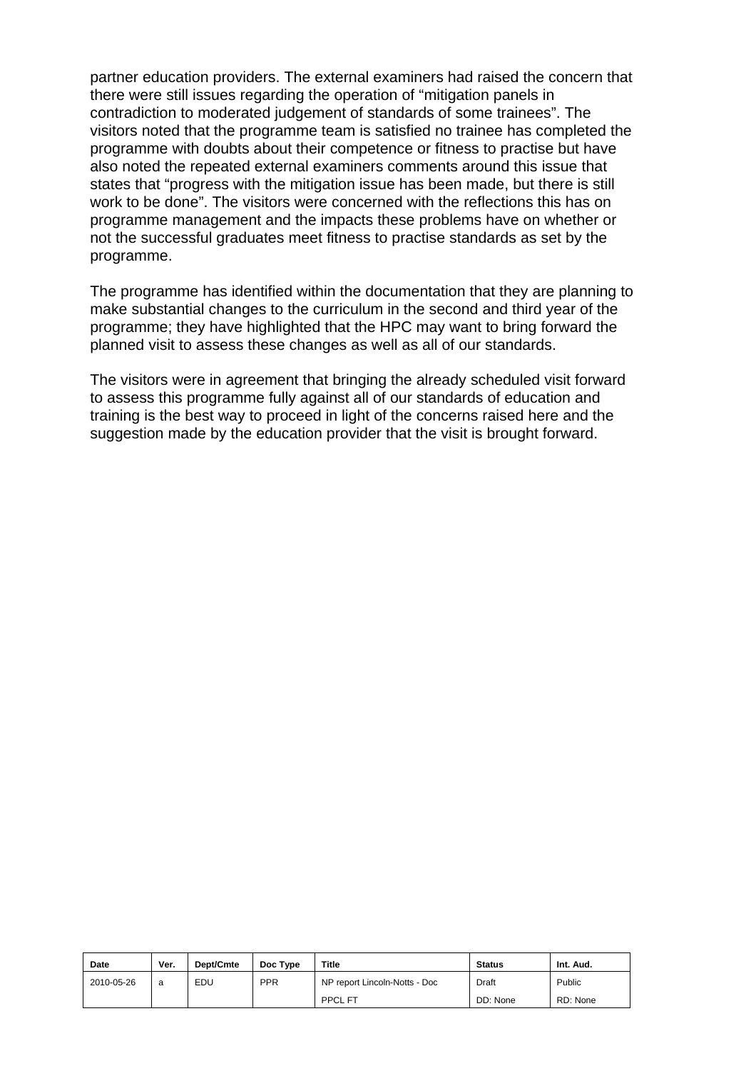partner education providers. The external examiners had raised the concern that there were still issues regarding the operation of "mitigation panels in contradiction to moderated judgement of standards of some trainees". The visitors noted that the programme team is satisfied no trainee has completed the programme with doubts about their competence or fitness to practise but have also noted the repeated external examiners comments around this issue that states that "progress with the mitigation issue has been made, but there is still work to be done". The visitors were concerned with the reflections this has on programme management and the impacts these problems have on whether or not the successful graduates meet fitness to practise standards as set by the programme.

The programme has identified within the documentation that they are planning to make substantial changes to the curriculum in the second and third year of the programme; they have highlighted that the HPC may want to bring forward the planned visit to assess these changes as well as all of our standards.

The visitors were in agreement that bringing the already scheduled visit forward to assess this programme fully against all of our standards of education and training is the best way to proceed in light of the concerns raised here and the suggestion made by the education provider that the visit is brought forward.